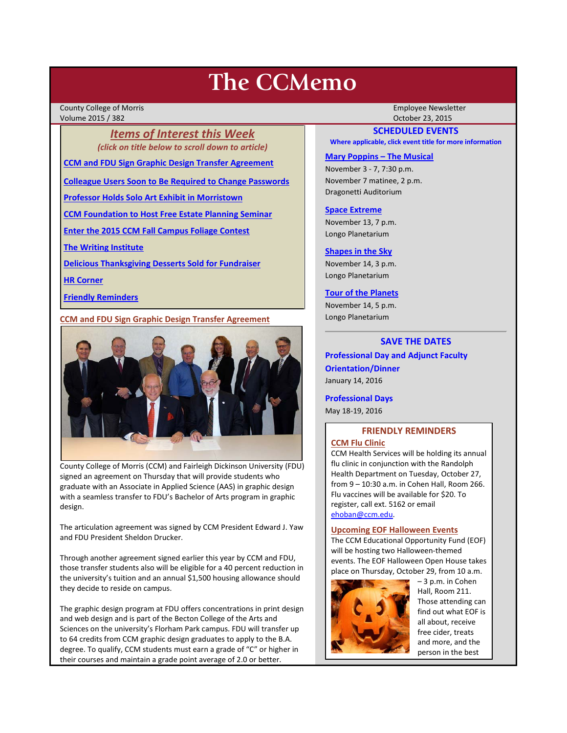# The CCMemo

County College of Morris
Volume 2015 / 382

Employee Newsletter
October 23, 2015

## *Items of Interest this Week*

*(click on title below to scroll down to article)*

- CCM and FDU Sign Graphic Design Transfer Agreement
- Colleague Users Soon to Be Required to Change Passwords
- Professor Holds Solo Art Exhibit in Morristown
- CCM Foundation to Host Free Estate Planning Seminar
- Enter the 2015 CCM Fall Campus Foliage Contest
- The Writing Institute
- Delicious Thanksgiving Desserts Sold for Fundraiser
- HR Corner
- Friendly Reminders

### CCM and FDU Sign Graphic Design Transfer Agreement

County College of Morris (CCM) and Fairleigh Dickinson University (FDU) signed an agreement on Thursday that will provide students who graduate with an Associate in Applied Science (AAS) in graphic design with a seamless transfer to FDU's Bachelor of Arts program in graphic design.

The articulation agreement was signed by CCM President Edward J. Yaw and FDU President Sheldon Drucker.

Through another agreement signed earlier this year by CCM and FDU, those transfer students also will be eligible for a 40 percent reduction in the university's tuition and an annual $1,500 housing allowance should they decide to reside on campus.

The graphic design program at FDU offers concentrations in print design and web design and is part of the Becton College of the Arts and Sciences on the university's Florham Park campus. FDU will transfer up to 64 credits from CCM graphic design graduates to apply to the B.A. degree. To qualify, CCM students must earn a grade of "C" or higher in their courses and maintain a grade point average of 2.0 or better.

## SCHEDULED EVENTS

**Where applicable, click event title for more information**

**Mary Poppins – The Musical**
November 3 - 7, 7:30 p.m.
November 7 matinee, 2 p.m.
Dragonetti Auditorium

**Space Extreme**
November 13, 7 p.m.
Longo Planetarium

**Shapes in the Sky**
November 14, 3 p.m.
Longo Planetarium

**Tour of the Planets**
November 14, 5 p.m.
Longo Planetarium

## SAVE THE DATES

**Professional Day and Adjunct Faculty Orientation/Dinner**
January 14, 2016

**Professional Days**
May 18-19, 2016

## FRIENDLY REMINDERS

**CCM Flu Clinic**

CCM Health Services will be holding its annual flu clinic in conjunction with the Randolph Health Department on Tuesday, October 27, from 9 – 10:30 a.m. in Cohen Hall, Room 266. Flu vaccines will be available for $20. To register, call ext. 5162 or email ehoban@ccm.edu.

**Upcoming EOF Halloween Events**

The CCM Educational Opportunity Fund (EOF) will be hosting two Halloween-themed events. The EOF Halloween Open House takes place on Thursday, October 29, from 10 a.m. – 3 p.m. in Cohen Hall, Room 211. Those attending can find out what EOF is all about, receive free cider, treats and more, and the person in the best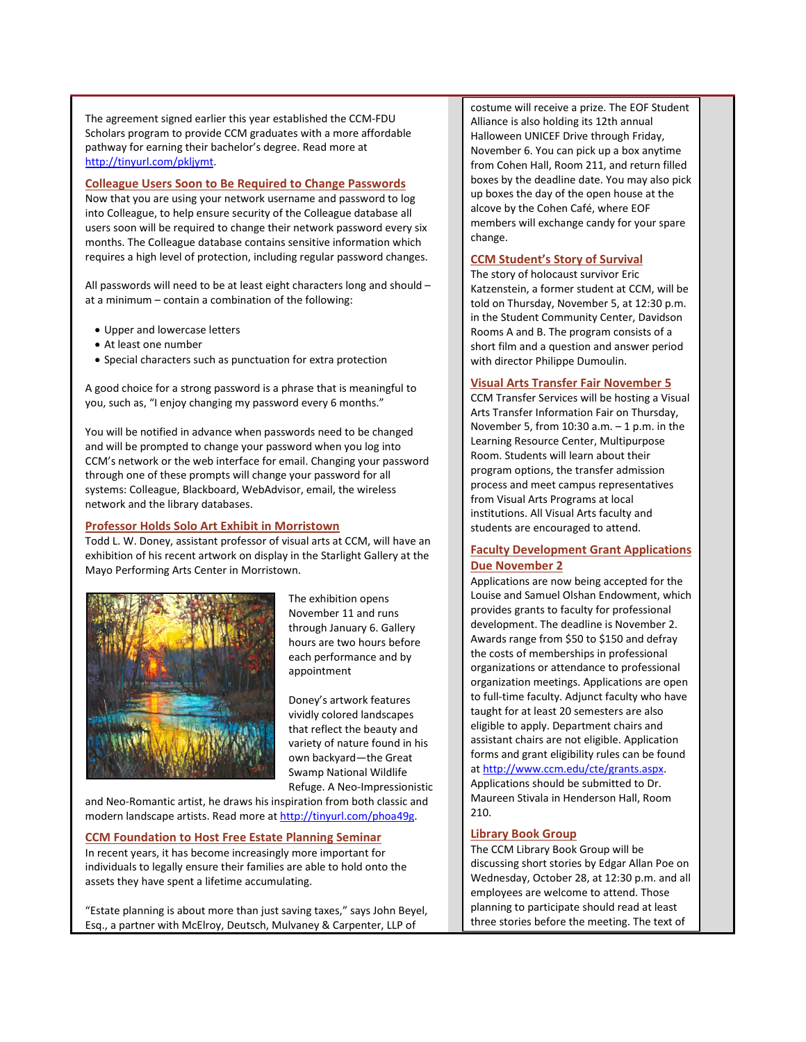The agreement signed earlier this year established the CCM-FDU Scholars program to provide CCM graduates with a more affordable pathway for earning their bachelor's degree. Read more at http://tinyurl.com/pkljymt.

## Colleague Users Soon to Be Required to Change Passwords

Now that you are using your network username and password to log into Colleague, to help ensure security of the Colleague database all users soon will be required to change their network password every six months. The Colleague database contains sensitive information which requires a high level of protection, including regular password changes.

All passwords will need to be at least eight characters long and should – at a minimum – contain a combination of the following:

- Upper and lowercase letters
- At least one number
- Special characters such as punctuation for extra protection

A good choice for a strong password is a phrase that is meaningful to you, such as, "I enjoy changing my password every 6 months."

You will be notified in advance when passwords need to be changed and will be prompted to change your password when you log into CCM's network or the web interface for email. Changing your password through one of these prompts will change your password for all systems: Colleague, Blackboard, WebAdvisor, email, the wireless network and the library databases.

## Professor Holds Solo Art Exhibit in Morristown

Todd L. W. Doney, assistant professor of visual arts at CCM, will have an exhibition of his recent artwork on display in the Starlight Gallery at the Mayo Performing Arts Center in Morristown.

The exhibition opens November 11 and runs through January 6. Gallery hours are two hours before each performance and by appointment

Doney's artwork features vividly colored landscapes that reflect the beauty and variety of nature found in his own backyard—the Great Swamp National Wildlife Refuge. A Neo-Impressionistic and Neo-Romantic artist, he draws his inspiration from both classic and modern landscape artists. Read more at http://tinyurl.com/phoa49g.

## CCM Foundation to Host Free Estate Planning Seminar

In recent years, it has become increasingly more important for individuals to legally ensure their families are able to hold onto the assets they have spent a lifetime accumulating.

"Estate planning is about more than just saving taxes," says John Beyel, Esq., a partner with McElroy, Deutsch, Mulvaney & Carpenter, LLP of

costume will receive a prize. The EOF Student Alliance is also holding its 12th annual Halloween UNICEF Drive through Friday, November 6. You can pick up a box anytime from Cohen Hall, Room 211, and return filled boxes by the deadline date. You may also pick up boxes the day of the open house at the alcove by the Cohen Café, where EOF members will exchange candy for your spare change.

## CCM Student's Story of Survival

The story of holocaust survivor Eric Katzenstein, a former student at CCM, will be told on Thursday, November 5, at 12:30 p.m. in the Student Community Center, Davidson Rooms A and B. The program consists of a short film and a question and answer period with director Philippe Dumoulin.

## Visual Arts Transfer Fair November 5

CCM Transfer Services will be hosting a Visual Arts Transfer Information Fair on Thursday, November 5, from 10:30 a.m. – 1 p.m. in the Learning Resource Center, Multipurpose Room. Students will learn about their program options, the transfer admission process and meet campus representatives from Visual Arts Programs at local institutions. All Visual Arts faculty and students are encouraged to attend.

## Faculty Development Grant Applications Due November 2

Applications are now being accepted for the Louise and Samuel Olshan Endowment, which provides grants to faculty for professional development. The deadline is November 2. Awards range from $50 to $150 and defray the costs of memberships in professional organizations or attendance to professional organization meetings. Applications are open to full-time faculty. Adjunct faculty who have taught for at least 20 semesters are also eligible to apply. Department chairs and assistant chairs are not eligible. Application forms and grant eligibility rules can be found at http://www.ccm.edu/cte/grants.aspx. Applications should be submitted to Dr. Maureen Stivala in Henderson Hall, Room 210.

## Library Book Group

The CCM Library Book Group will be discussing short stories by Edgar Allan Poe on Wednesday, October 28, at 12:30 p.m. and all employees are welcome to attend. Those planning to participate should read at least three stories before the meeting. The text of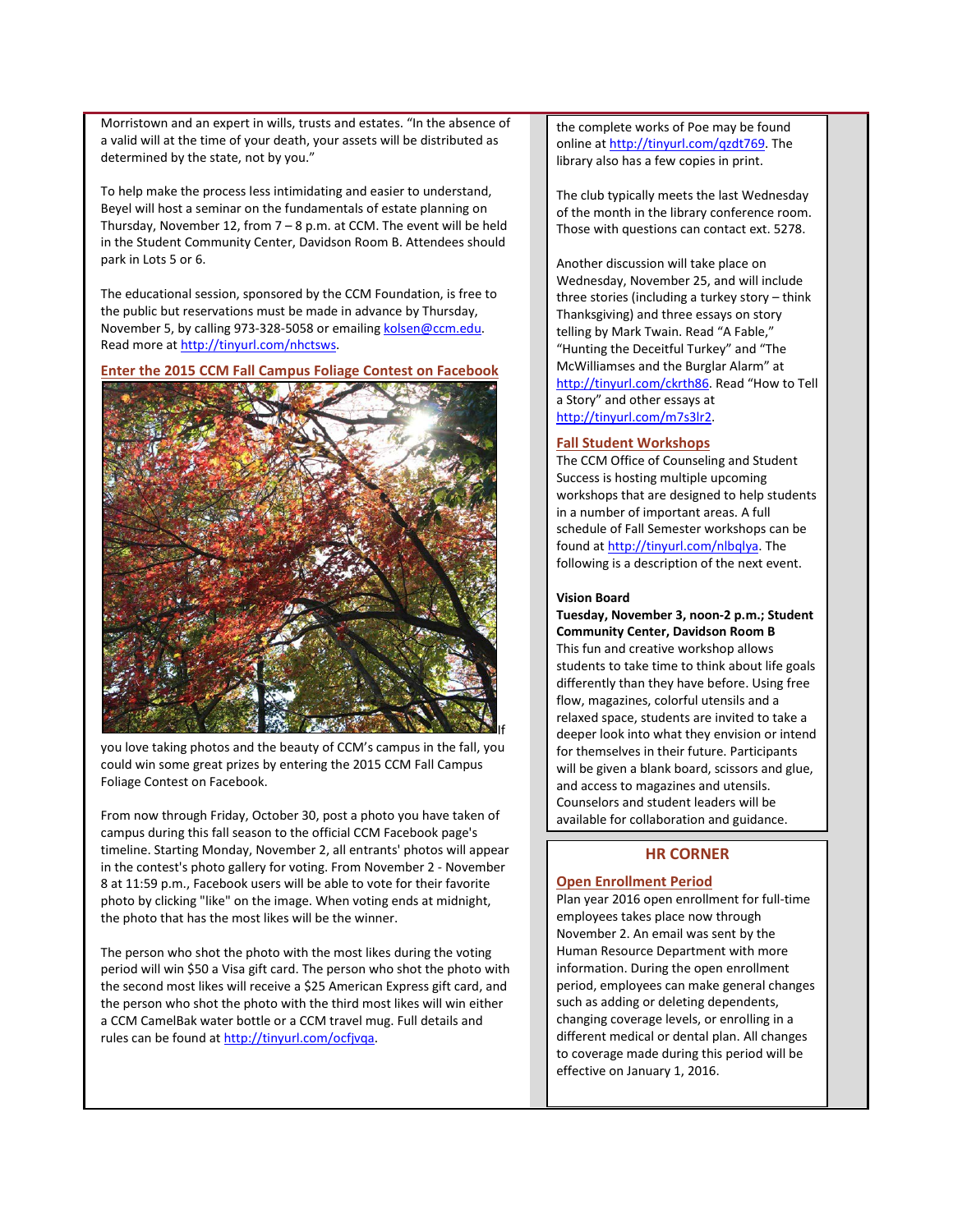Morristown and an expert in wills, trusts and estates. "In the absence of a valid will at the time of your death, your assets will be distributed as determined by the state, not by you."

To help make the process less intimidating and easier to understand, Beyel will host a seminar on the fundamentals of estate planning on Thursday, November 12, from 7 – 8 p.m. at CCM. The event will be held in the Student Community Center, Davidson Room B. Attendees should park in Lots 5 or 6.

The educational session, sponsored by the CCM Foundation, is free to the public but reservations must be made in advance by Thursday, November 5, by calling 973-328-5058 or emailing kolsen@ccm.edu. Read more at http://tinyurl.com/nhctsws.

### Enter the 2015 CCM Fall Campus Foliage Contest on Facebook

If you love taking photos and the beauty of CCM's campus in the fall, you could win some great prizes by entering the 2015 CCM Fall Campus Foliage Contest on Facebook.

From now through Friday, October 30, post a photo you have taken of campus during this fall season to the official CCM Facebook page's timeline. Starting Monday, November 2, all entrants' photos will appear in the contest's photo gallery for voting. From November 2 - November 8 at 11:59 p.m., Facebook users will be able to vote for their favorite photo by clicking "like" on the image. When voting ends at midnight, the photo that has the most likes will be the winner.

The person who shot the photo with the most likes during the voting period will win $50 a Visa gift card. The person who shot the photo with the second most likes will receive a $25 American Express gift card, and the person who shot the photo with the third most likes will win either a CCM CamelBak water bottle or a CCM travel mug. Full details and rules can be found at http://tinyurl.com/ocfjvqa.

the complete works of Poe may be found online at http://tinyurl.com/qzdt769. The library also has a few copies in print.

The club typically meets the last Wednesday of the month in the library conference room. Those with questions can contact ext. 5278.

Another discussion will take place on Wednesday, November 25, and will include three stories (including a turkey story – think Thanksgiving) and three essays on story telling by Mark Twain. Read "A Fable," "Hunting the Deceitful Turkey" and "The McWilliamses and the Burglar Alarm" at http://tinyurl.com/ckrth86. Read "How to Tell a Story" and other essays at http://tinyurl.com/m7s3lr2.

### Fall Student Workshops

The CCM Office of Counseling and Student Success is hosting multiple upcoming workshops that are designed to help students in a number of important areas. A full schedule of Fall Semester workshops can be found at http://tinyurl.com/nlbqlya. The following is a description of the next event.

**Vision Board**
**Tuesday, November 3, noon-2 p.m.; Student Community Center, Davidson Room B**
This fun and creative workshop allows students to take time to think about life goals differently than they have before. Using free flow, magazines, colorful utensils and a relaxed space, students are invited to take a deeper look into what they envision or intend for themselves in their future. Participants will be given a blank board, scissors and glue, and access to magazines and utensils. Counselors and student leaders will be available for collaboration and guidance.

## HR CORNER

### Open Enrollment Period

Plan year 2016 open enrollment for full-time employees takes place now through November 2. An email was sent by the Human Resource Department with more information. During the open enrollment period, employees can make general changes such as adding or deleting dependents, changing coverage levels, or enrolling in a different medical or dental plan. All changes to coverage made during this period will be effective on January 1, 2016.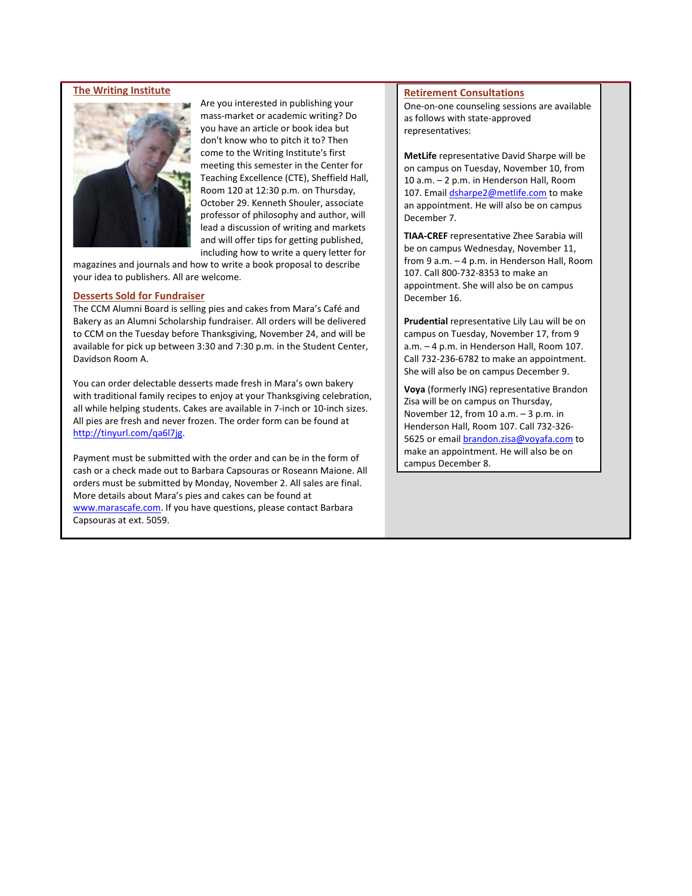## The Writing Institute

Are you interested in publishing your mass-market or academic writing? Do you have an article or book idea but don't know who to pitch it to? Then come to the Writing Institute's first meeting this semester in the Center for Teaching Excellence (CTE), Sheffield Hall, Room 120 at 12:30 p.m. on Thursday, October 29. Kenneth Shouler, associate professor of philosophy and author, will lead a discussion of writing and markets and will offer tips for getting published, including how to write a query letter for magazines and journals and how to write a book proposal to describe your idea to publishers. All are welcome.

## Desserts Sold for Fundraiser

The CCM Alumni Board is selling pies and cakes from Mara's Café and Bakery as an Alumni Scholarship fundraiser. All orders will be delivered to CCM on the Tuesday before Thanksgiving, November 24, and will be available for pick up between 3:30 and 7:30 p.m. in the Student Center, Davidson Room A.

You can order delectable desserts made fresh in Mara's own bakery with traditional family recipes to enjoy at your Thanksgiving celebration, all while helping students. Cakes are available in 7-inch or 10-inch sizes. All pies are fresh and never frozen. The order form can be found at http://tinyurl.com/qa6l7jg.

Payment must be submitted with the order and can be in the form of cash or a check made out to Barbara Capsouras or Roseann Maione. All orders must be submitted by Monday, November 2. All sales are final. More details about Mara's pies and cakes can be found at www.marascafe.com. If you have questions, please contact Barbara Capsouras at ext. 5059.

## Retirement Consultations

One-on-one counseling sessions are available as follows with state-approved representatives:

**MetLife** representative David Sharpe will be on campus on Tuesday, November 10, from 10 a.m. – 2 p.m. in Henderson Hall, Room 107. Email dsharpe2@metlife.com to make an appointment. He will also be on campus December 7.

**TIAA-CREF** representative Zhee Sarabia will be on campus Wednesday, November 11, from 9 a.m. – 4 p.m. in Henderson Hall, Room 107. Call 800-732-8353 to make an appointment. She will also be on campus December 16.

**Prudential** representative Lily Lau will be on campus on Tuesday, November 17, from 9 a.m. – 4 p.m. in Henderson Hall, Room 107. Call 732-236-6782 to make an appointment. She will also be on campus December 9.

**Voya** (formerly ING) representative Brandon Zisa will be on campus on Thursday, November 12, from 10 a.m. – 3 p.m. in Henderson Hall, Room 107. Call 732-326-5625 or email brandon.zisa@voyafa.com to make an appointment. He will also be on campus December 8.